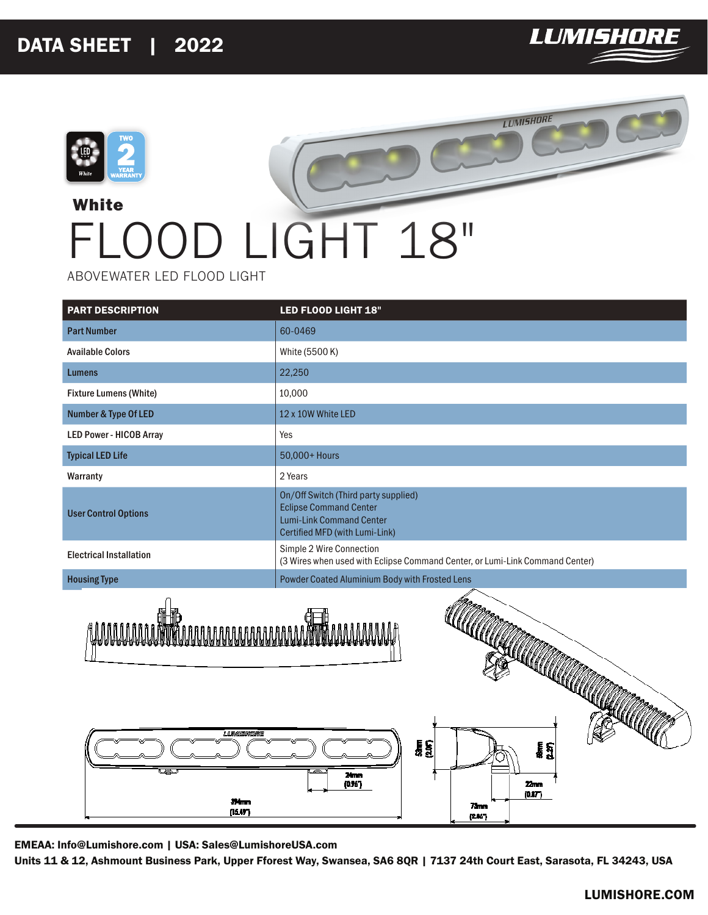# DATA SHEET | 2022

LUMISHORE

White

# FLOOD LIGHT 18"

ABOVEWATER LED FLOOD LIGHT

| PART DESCRIPTION | LED FLOOD LIGHT 18" |
|---|---|
| Part Number | 60-0469 |
| Available Colors | White (5500 K) |
| Lumens | 22,250 |
| Fixture Lumens (White) | 10,000 |
| Number & Type Of LED | 12 x 10W White LED |
| LED Power - HICOB Array | Yes |
| Typical LED Life | 50,000+ Hours |
| Warranty | 2 Years |
| User Control Options | On/Off Switch (Third party supplied)<br>Eclipse Command Center<br>Lumi-Link Command Center<br>Certified MFD (with Lumi-Link) |
| Electrical Installation | Simple 2 Wire Connection<br>(3 Wires when used with Eclipse Command Center, or Lumi-Link Command Center) |
| Housing Type | Powder Coated Aluminium Body with Frosted Lens |

24mm (0.94")

394mm (15.49")

52mm (2.06")

58mm (2.27")

22mm (0.87")

73mm (2.86")

**EMEAA: Info@Lumishore.com | USA: Sales@LumishoreUSA.com**
**Units 11 & 12, Ashmount Business Park, Upper Fforest Way, Swansea, SA6 8QR | 7137 24th Court East, Sarasota, FL 34243, USA**

**LUMISHORE.COM**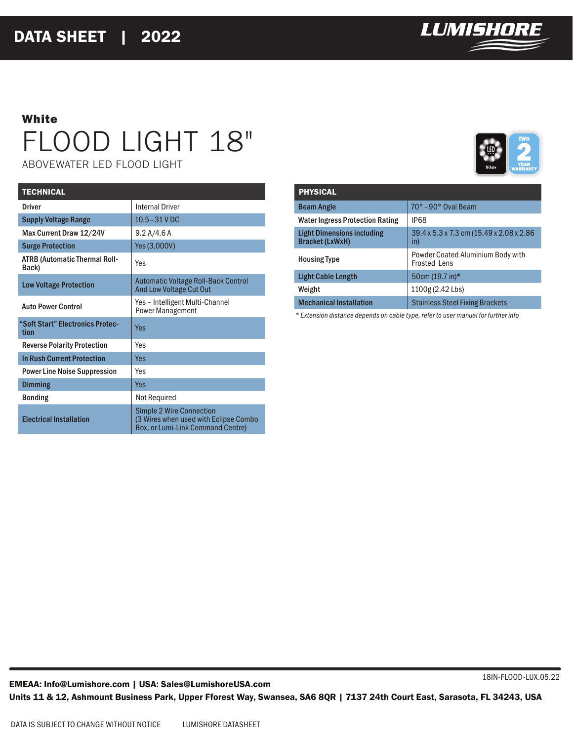**White**

# FLOOD LIGHT 18"

ABOVEWATER LED FLOOD LIGHT

| TECHNICAL | |
|---|---|
| Driver | Internal Driver |
| Supply Voltage Range | 10.5–31 V DC |
| Max Current Draw 12/24V | 9.2 A/4.6 A |
| Surge Protection | Yes (3,000V) |
| ATRB (Automatic Thermal Roll-Back) | Yes |
| Low Voltage Protection | Automatic Voltage Roll-Back Control And Low Voltage Cut Out |
| Auto Power Control | Yes – Intelligent Multi-Channel Power Management |
| "Soft Start" Electronics Protection | Yes |
| Reverse Polarity Protection | Yes |
| In Rush Current Protection | Yes |
| Power Line Noise Suppression | Yes |
| Dimming | Yes |
| Bonding | Not Required |
| Electrical Installation | Simple 2 Wire Connection (3 Wires when used with Eclipse Combo Box, or Lumi-Link Command Centre) |

| PHYSICAL | |
|---|---|
| Beam Angle | 70° - 90° Oval Beam |
| Water Ingress Protection Rating | IP68 |
| Light Dimensions including Bracket (LxWxH) | 39.4 x 5.3 x 7.3 cm (15.49 x 2.08 x 2.86 in) |
| Housing Type | Powder Coated Aluminium Body with Frosted Lens |
| Light Cable Length | 50cm (19.7 in)* |
| Weight | 1100g (2.42 Lbs) |
| Mechanical Installation | Stainless Steel Fixing Brackets |

*\* Extension distance depends on cable type, refer to user manual for further info*

18IN-FLOOD-LUX.05.22

**EMEAA: Info@Lumishore.com | USA: Sales@LumishoreUSA.com**
**Units 11 & 12, Ashmount Business Park, Upper Fforest Way, Swansea, SA6 8QR | 7137 24th Court East, Sarasota, FL 34243, USA**

DATA IS SUBJECT TO CHANGE WITHOUT NOTICE LUMISHORE DATASHEET